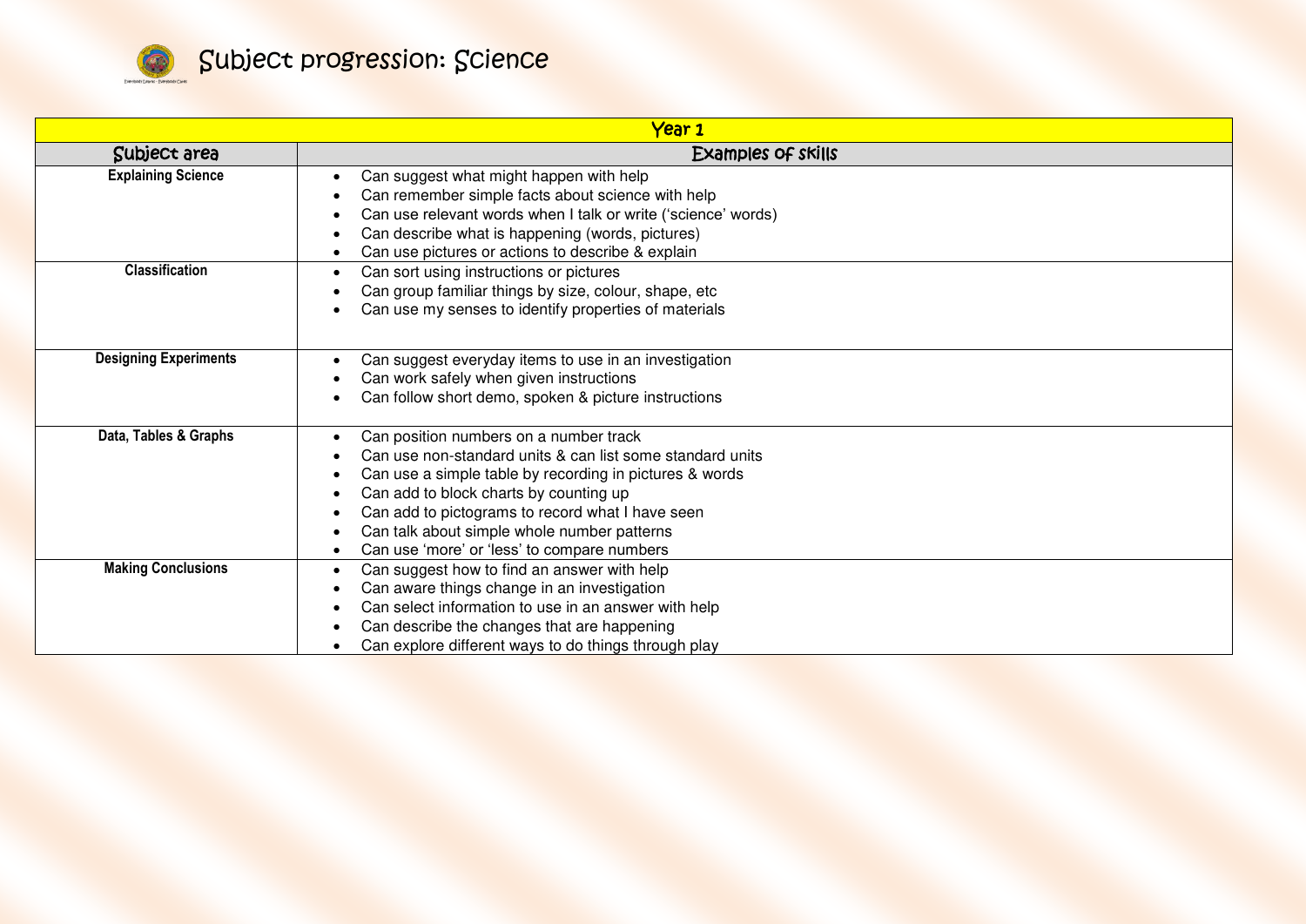# Subject progression: Science

| Year 1 | |
|---|---|
| **Subject area** | **Examples of skills** |
| **Explaining Science** | • Can suggest what might happen with help<br>• Can remember simple facts about science with help<br>• Can use relevant words when I talk or write ('science' words)<br>• Can describe what is happening (words, pictures)<br>• Can use pictures or actions to describe & explain |
| **Classification** | • Can sort using instructions or pictures<br>• Can group familiar things by size, colour, shape, etc<br>• Can use my senses to identify properties of materials |
| **Designing Experiments** | • Can suggest everyday items to use in an investigation<br>• Can work safely when given instructions<br>• Can follow short demo, spoken & picture instructions |
| **Data, Tables & Graphs** | • Can position numbers on a number track<br>• Can use non-standard units & can list some standard units<br>• Can use a simple table by recording in pictures & words<br>• Can add to block charts by counting up<br>• Can add to pictograms to record what I have seen<br>• Can talk about simple whole number patterns<br>• Can use 'more' or 'less' to compare numbers |
| **Making Conclusions** | • Can suggest how to find an answer with help<br>• Can aware things change in an investigation<br>• Can select information to use in an answer with help<br>• Can describe the changes that are happening<br>• Can explore different ways to do things through play |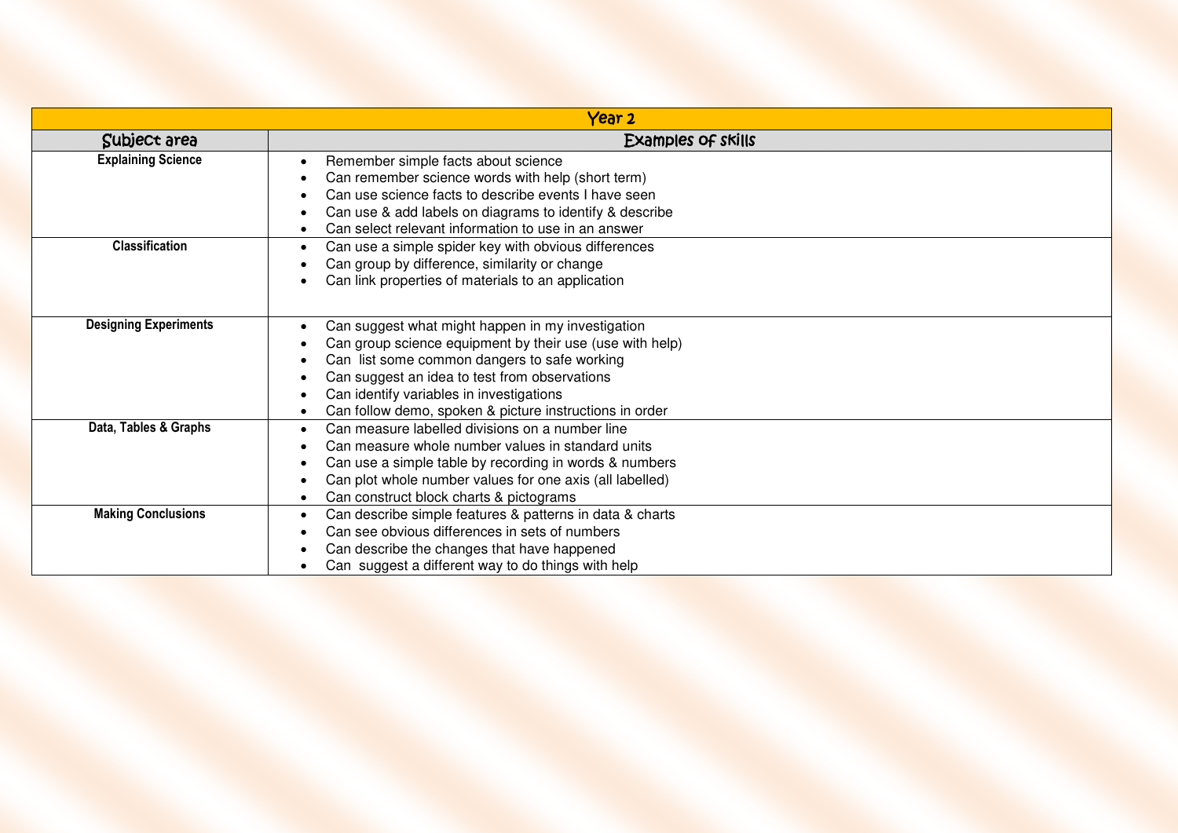| Year 2 | |
|---|---|
| **Subject area** | **Examples of skills** |
| **Explaining Science** | • Remember simple facts about science<br>• Can remember science words with help (short term)<br>• Can use science facts to describe events I have seen<br>• Can use & add labels on diagrams to identify & describe<br>• Can select relevant information to use in an answer |
| **Classification** | • Can use a simple spider key with obvious differences<br>• Can group by difference, similarity or change<br>• Can link properties of materials to an application |
| **Designing Experiments** | • Can suggest what might happen in my investigation<br>• Can group science equipment by their use (use with help)<br>• Can list some common dangers to safe working<br>• Can suggest an idea to test from observations<br>• Can identify variables in investigations<br>• Can follow demo, spoken & picture instructions in order |
| **Data, Tables & Graphs** | • Can measure labelled divisions on a number line<br>• Can measure whole number values in standard units<br>• Can use a simple table by recording in words & numbers<br>• Can plot whole number values for one axis (all labelled)<br>• Can construct block charts & pictograms |
| **Making Conclusions** | • Can describe simple features & patterns in data & charts<br>• Can see obvious differences in sets of numbers<br>• Can describe the changes that have happened<br>• Can suggest a different way to do things with help |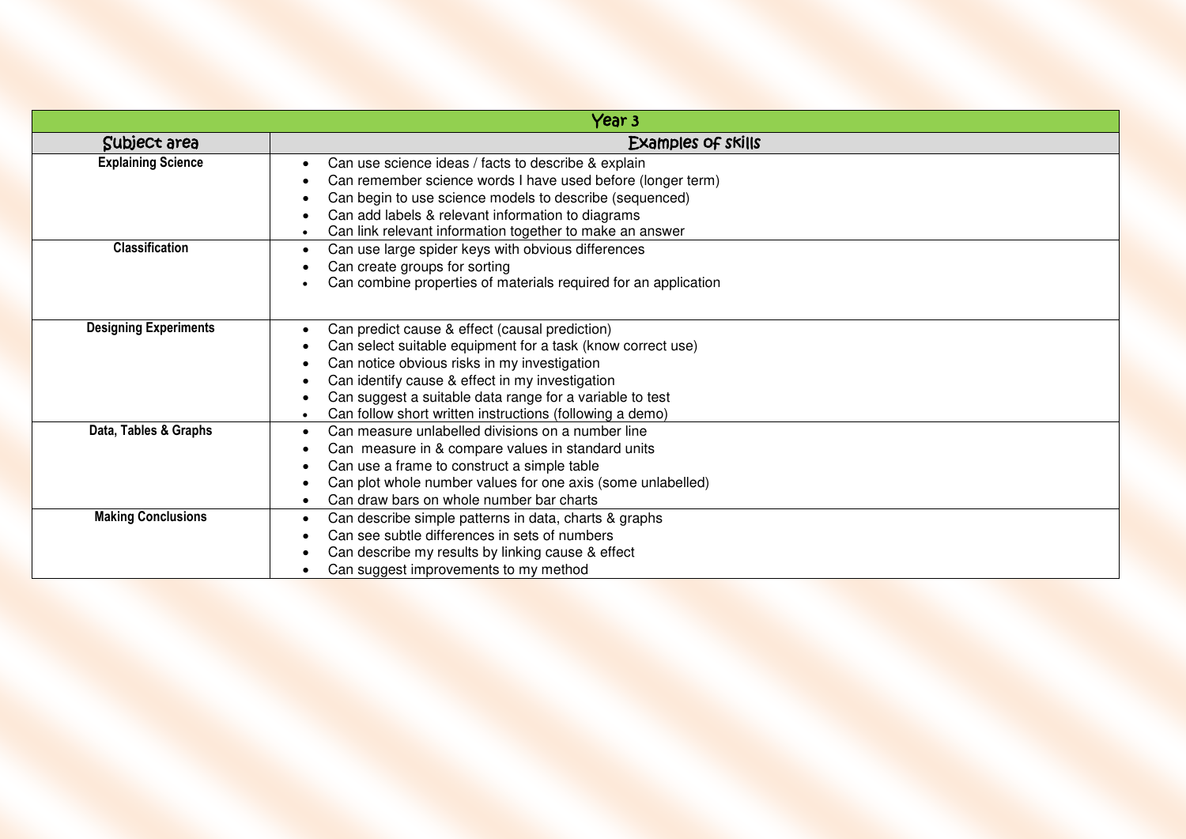| Year 3 | |
|---|---|
| **Subject area** | **Examples of skills** |
| **Explaining Science** | • Can use science ideas / facts to describe & explain<br>• Can remember science words I have used before (longer term)<br>• Can begin to use science models to describe (sequenced)<br>• Can add labels & relevant information to diagrams<br>• Can link relevant information together to make an answer |
| **Classification** | • Can use large spider keys with obvious differences<br>• Can create groups for sorting<br>• Can combine properties of materials required for an application |
| **Designing Experiments** | • Can predict cause & effect (causal prediction)<br>• Can select suitable equipment for a task (know correct use)<br>• Can notice obvious risks in my investigation<br>• Can identify cause & effect in my investigation<br>• Can suggest a suitable data range for a variable to test<br>• Can follow short written instructions (following a demo) |
| **Data, Tables & Graphs** | • Can measure unlabelled divisions on a number line<br>• Can measure in & compare values in standard units<br>• Can use a frame to construct a simple table<br>• Can plot whole number values for one axis (some unlabelled)<br>• Can draw bars on whole number bar charts |
| **Making Conclusions** | • Can describe simple patterns in data, charts & graphs<br>• Can see subtle differences in sets of numbers<br>• Can describe my results by linking cause & effect<br>• Can suggest improvements to my method |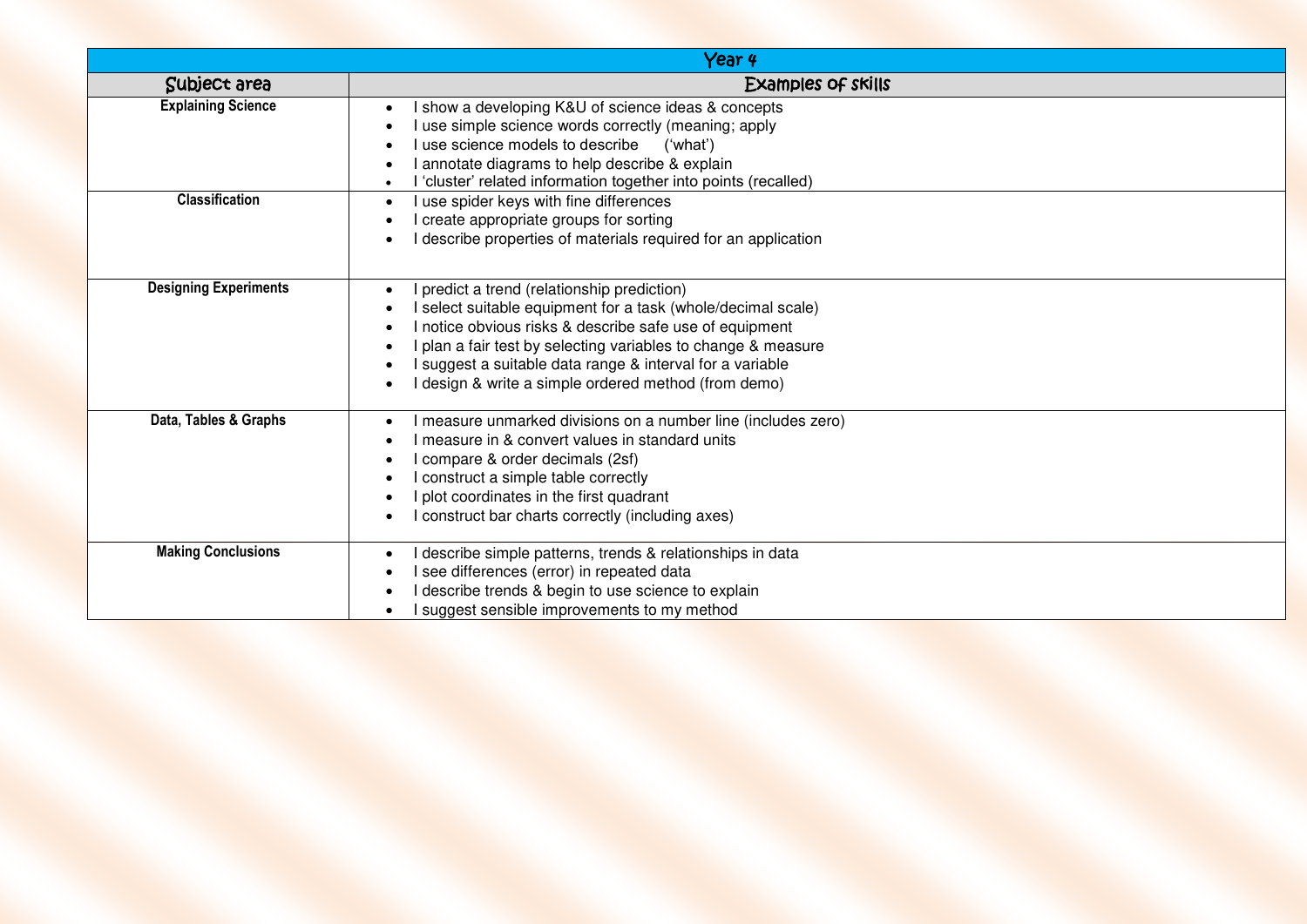| Year 4 | |
|---|---|
| **Subject area** | **Examples of skills** |
| **Explaining Science** | • I show a developing K&U of science ideas & concepts<br>• I use simple science words correctly (meaning; apply<br>• I use science models to describe ('what')<br>• I annotate diagrams to help describe & explain<br>• I 'cluster' related information together into points (recalled) |
| **Classification** | • I use spider keys with fine differences<br>• I create appropriate groups for sorting<br>• I describe properties of materials required for an application |
| **Designing Experiments** | • I predict a trend (relationship prediction)<br>• I select suitable equipment for a task (whole/decimal scale)<br>• I notice obvious risks & describe safe use of equipment<br>• I plan a fair test by selecting variables to change & measure<br>• I suggest a suitable data range & interval for a variable<br>• I design & write a simple ordered method (from demo) |
| **Data, Tables & Graphs** | • I measure unmarked divisions on a number line (includes zero)<br>• I measure in & convert values in standard units<br>• I compare & order decimals (2sf)<br>• I construct a simple table correctly<br>• I plot coordinates in the first quadrant<br>• I construct bar charts correctly (including axes) |
| **Making Conclusions** | • I describe simple patterns, trends & relationships in data<br>• I see differences (error) in repeated data<br>• I describe trends & begin to use science to explain<br>• I suggest sensible improvements to my method |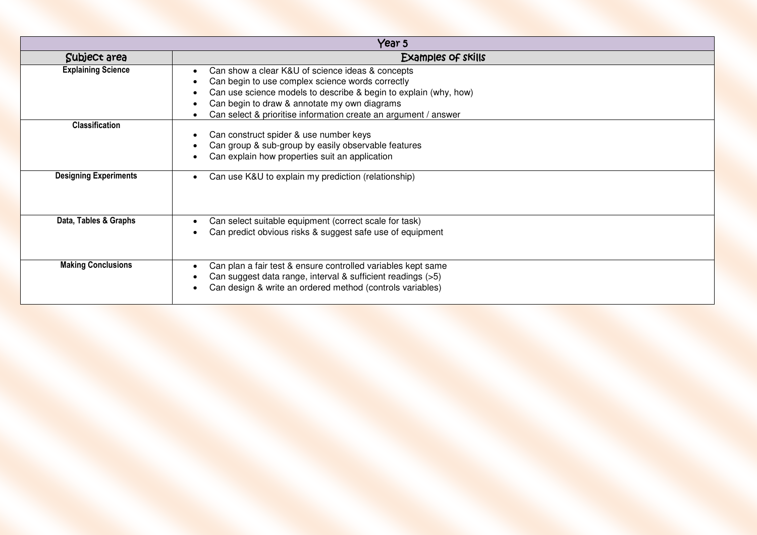| Year 5 | |
|---|---|
| **Subject area** | **Examples of skills** |
| **Explaining Science** | • Can show a clear K&U of science ideas & concepts<br>• Can begin to use complex science words correctly<br>• Can use science models to describe & begin to explain (why, how)<br>• Can begin to draw & annotate my own diagrams<br>• Can select & prioritise information create an argument / answer |
| **Classification** | • Can construct spider & use number keys<br>• Can group & sub-group by easily observable features<br>• Can explain how properties suit an application |
| **Designing Experiments** | • Can use K&U to explain my prediction (relationship) |
| **Data, Tables & Graphs** | • Can select suitable equipment (correct scale for task)<br>• Can predict obvious risks & suggest safe use of equipment |
| **Making Conclusions** | • Can plan a fair test & ensure controlled variables kept same<br>• Can suggest data range, interval & sufficient readings (>5)<br>• Can design & write an ordered method (controls variables) |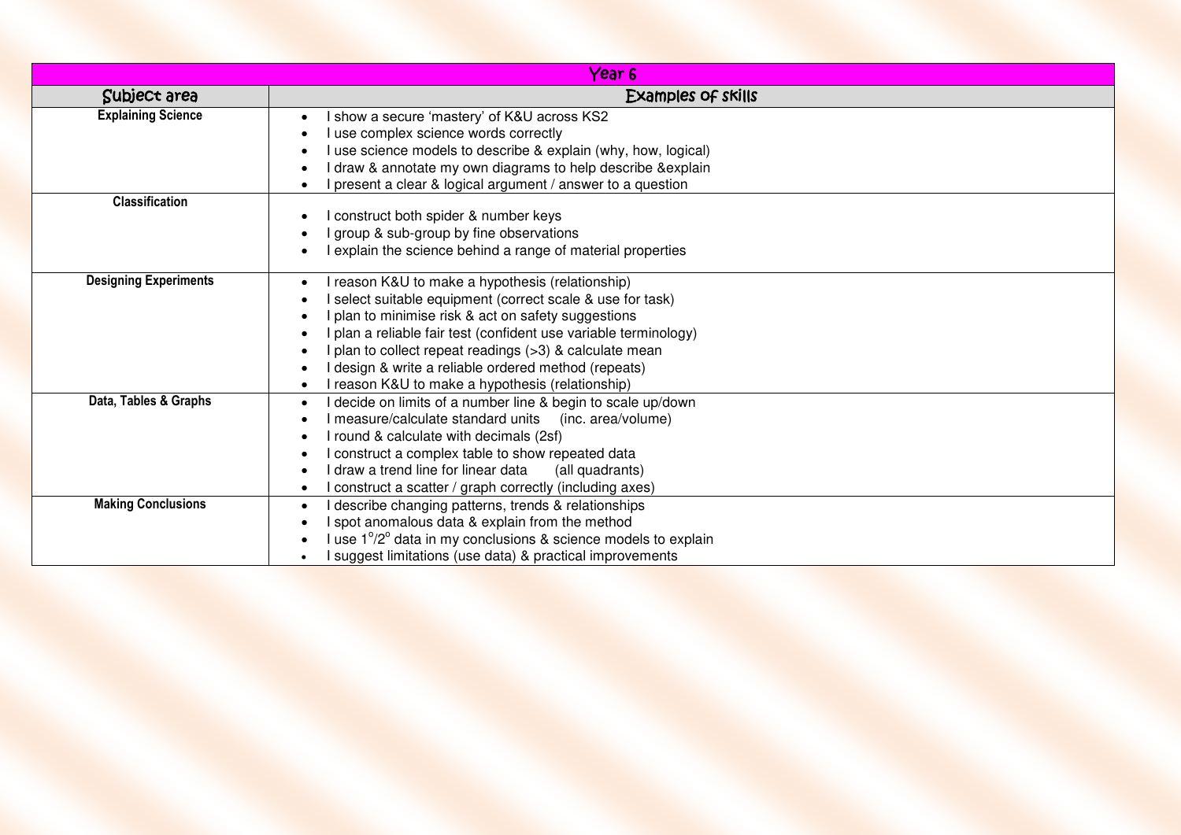| Year 6 | |
|---|---|
| **Subject area** | **Examples of skills** |
| **Explaining Science** | • I show a secure 'mastery' of K&U across KS2<br>• I use complex science words correctly<br>• I use science models to describe & explain (why, how, logical)<br>• I draw & annotate my own diagrams to help describe &explain<br>• I present a clear & logical argument / answer to a question |
| **Classification** | • I construct both spider & number keys<br>• I group & sub-group by fine observations<br>• I explain the science behind a range of material properties |
| **Designing Experiments** | • I reason K&U to make a hypothesis (relationship)<br>• I select suitable equipment (correct scale & use for task)<br>• I plan to minimise risk & act on safety suggestions<br>• I plan a reliable fair test (confident use variable terminology)<br>• I plan to collect repeat readings (>3) & calculate mean<br>• I design & write a reliable ordered method (repeats)<br>• I reason K&U to make a hypothesis (relationship) |
| **Data, Tables & Graphs** | • I decide on limits of a number line & begin to scale up/down<br>• I measure/calculate standard units (inc. area/volume)<br>• I round & calculate with decimals (2sf)<br>• I construct a complex table to show repeated data<br>• I draw a trend line for linear data (all quadrants)<br>• I construct a scatter / graph correctly (including axes) |
| **Making Conclusions** | • I describe changing patterns, trends & relationships<br>• I spot anomalous data & explain from the method<br>• I use $1^{o}/2^{o}$ data in my conclusions & science models to explain<br>• I suggest limitations (use data) & practical improvements |